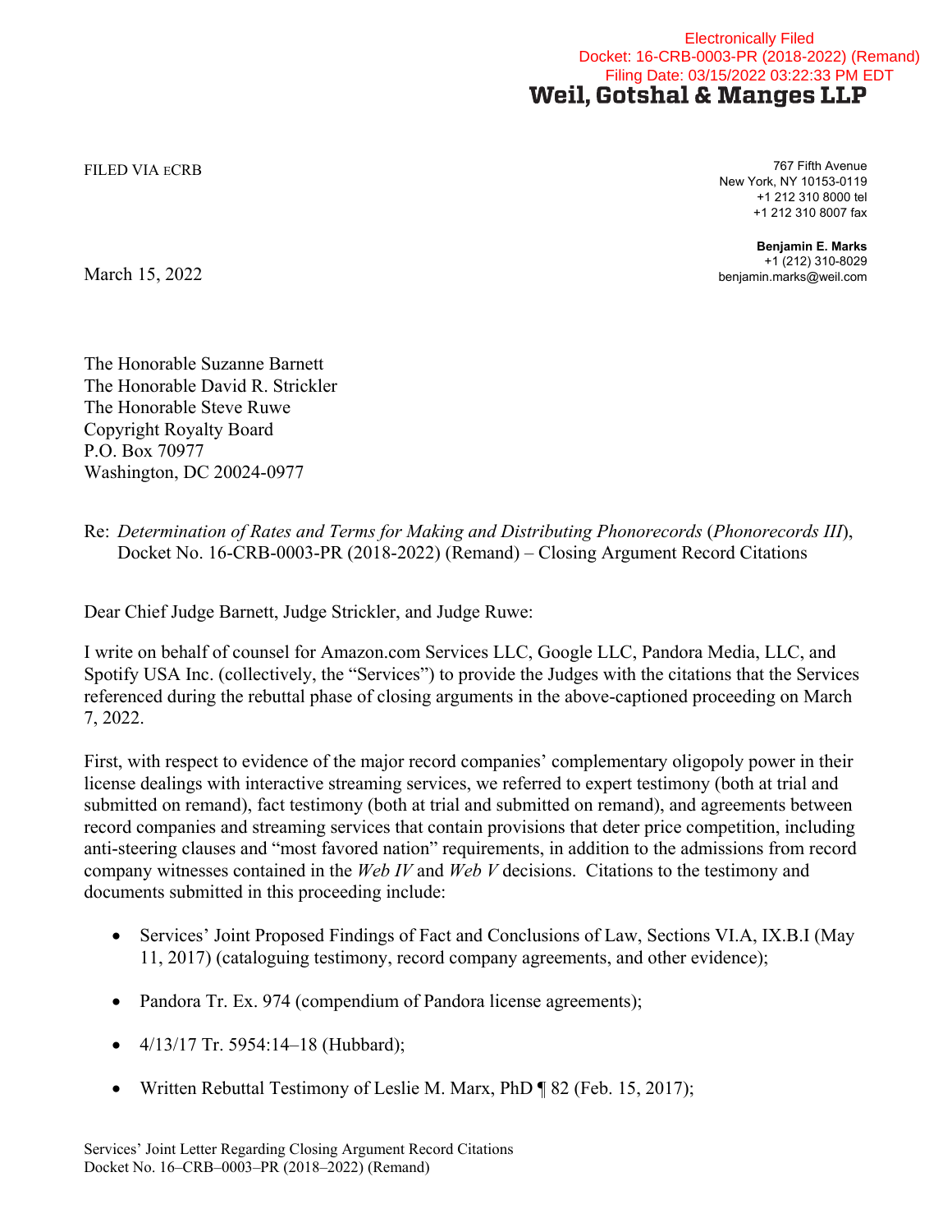Electronically Filed
Docket: 16-CRB-0003-PR (2018-2022) (Remand)
Filing Date: 03/15/2022 03:22:33 PM EDT

**Weil, Gotshal & Manges LLP**

FILED VIA ECRB

767 Fifth Avenue
New York, NY 10153-0119
+1 212 310 8000 tel
+1 212 310 8007 fax

**Benjamin E. Marks**
+1 (212) 310-8029
benjamin.marks@weil.com

March 15, 2022

The Honorable Suzanne Barnett
The Honorable David R. Strickler
The Honorable Steve Ruwe
Copyright Royalty Board
P.O. Box 70977
Washington, DC 20024-0977

Re: *Determination of Rates and Terms for Making and Distributing Phonorecords* (*Phonorecords III*), Docket No. 16-CRB-0003-PR (2018-2022) (Remand) – Closing Argument Record Citations

Dear Chief Judge Barnett, Judge Strickler, and Judge Ruwe:

I write on behalf of counsel for Amazon.com Services LLC, Google LLC, Pandora Media, LLC, and Spotify USA Inc. (collectively, the "Services") to provide the Judges with the citations that the Services referenced during the rebuttal phase of closing arguments in the above-captioned proceeding on March 7, 2022.

First, with respect to evidence of the major record companies' complementary oligopoly power in their license dealings with interactive streaming services, we referred to expert testimony (both at trial and submitted on remand), fact testimony (both at trial and submitted on remand), and agreements between record companies and streaming services that contain provisions that deter price competition, including anti-steering clauses and "most favored nation" requirements, in addition to the admissions from record company witnesses contained in the *Web IV* and *Web V* decisions. Citations to the testimony and documents submitted in this proceeding include:

- Services' Joint Proposed Findings of Fact and Conclusions of Law, Sections VI.A, IX.B.I (May 11, 2017) (cataloguing testimony, record company agreements, and other evidence);
- Pandora Tr. Ex. 974 (compendium of Pandora license agreements);
- 4/13/17 Tr. 5954:14–18 (Hubbard);
- Written Rebuttal Testimony of Leslie M. Marx, PhD ¶ 82 (Feb. 15, 2017);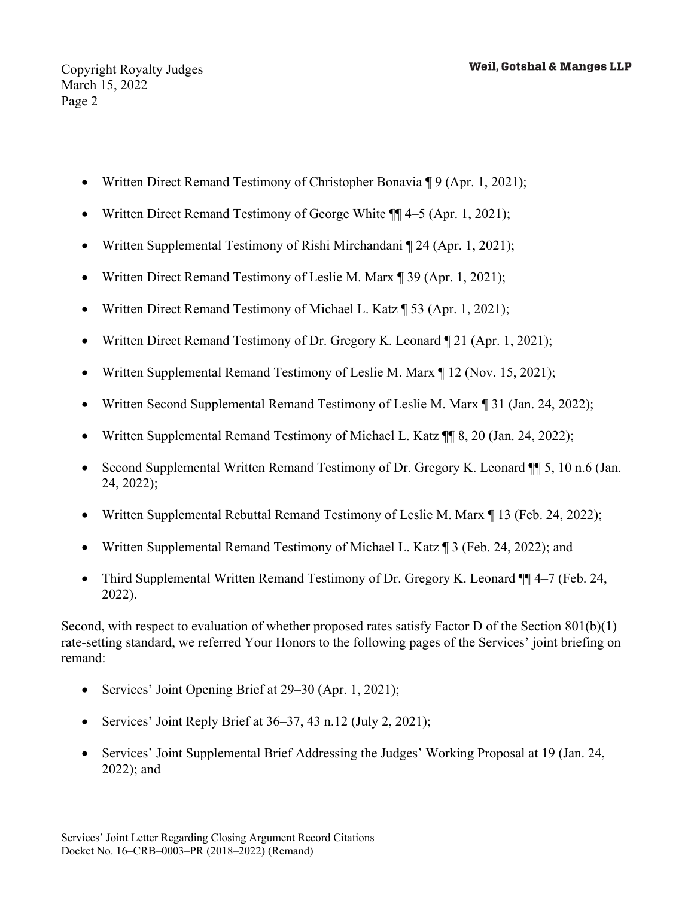- Written Direct Remand Testimony of Christopher Bonavia ¶ 9 (Apr. 1, 2021);
- Written Direct Remand Testimony of George White ¶¶ 4–5 (Apr. 1, 2021);
- Written Supplemental Testimony of Rishi Mirchandani ¶ 24 (Apr. 1, 2021);
- Written Direct Remand Testimony of Leslie M. Marx ¶ 39 (Apr. 1, 2021);
- Written Direct Remand Testimony of Michael L. Katz ¶ 53 (Apr. 1, 2021);
- Written Direct Remand Testimony of Dr. Gregory K. Leonard ¶ 21 (Apr. 1, 2021);
- Written Supplemental Remand Testimony of Leslie M. Marx ¶ 12 (Nov. 15, 2021);
- Written Second Supplemental Remand Testimony of Leslie M. Marx ¶ 31 (Jan. 24, 2022);
- Written Supplemental Remand Testimony of Michael L. Katz ¶¶ 8, 20 (Jan. 24, 2022);
- Second Supplemental Written Remand Testimony of Dr. Gregory K. Leonard ¶¶ 5, 10 n.6 (Jan. 24, 2022);
- Written Supplemental Rebuttal Remand Testimony of Leslie M. Marx ¶ 13 (Feb. 24, 2022);
- Written Supplemental Remand Testimony of Michael L. Katz ¶ 3 (Feb. 24, 2022); and
- Third Supplemental Written Remand Testimony of Dr. Gregory K. Leonard ¶¶ 4–7 (Feb. 24, 2022).

Second, with respect to evaluation of whether proposed rates satisfy Factor D of the Section 801(b)(1) rate-setting standard, we referred Your Honors to the following pages of the Services' joint briefing on remand:

- Services' Joint Opening Brief at 29–30 (Apr. 1, 2021);
- Services' Joint Reply Brief at 36–37, 43 n.12 (July 2, 2021);
- Services' Joint Supplemental Brief Addressing the Judges' Working Proposal at 19 (Jan. 24, 2022); and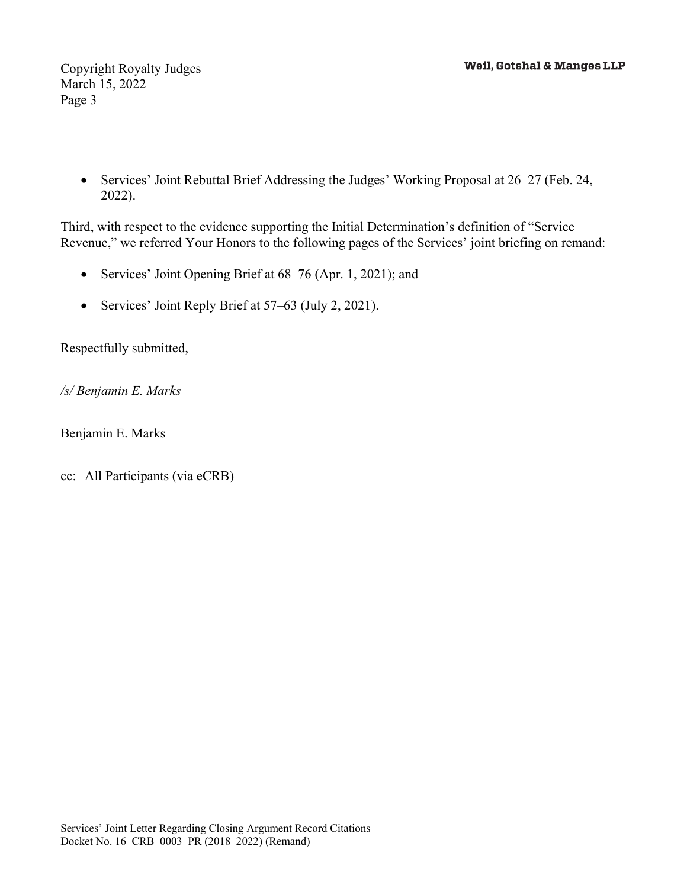- Services' Joint Rebuttal Brief Addressing the Judges' Working Proposal at 26–27 (Feb. 24, 2022).

Third, with respect to the evidence supporting the Initial Determination's definition of "Service Revenue," we referred Your Honors to the following pages of the Services' joint briefing on remand:

- Services' Joint Opening Brief at 68–76 (Apr. 1, 2021); and
- Services' Joint Reply Brief at 57–63 (July 2, 2021).

Respectfully submitted,

*/s/ Benjamin E. Marks*

Benjamin E. Marks

cc: All Participants (via eCRB)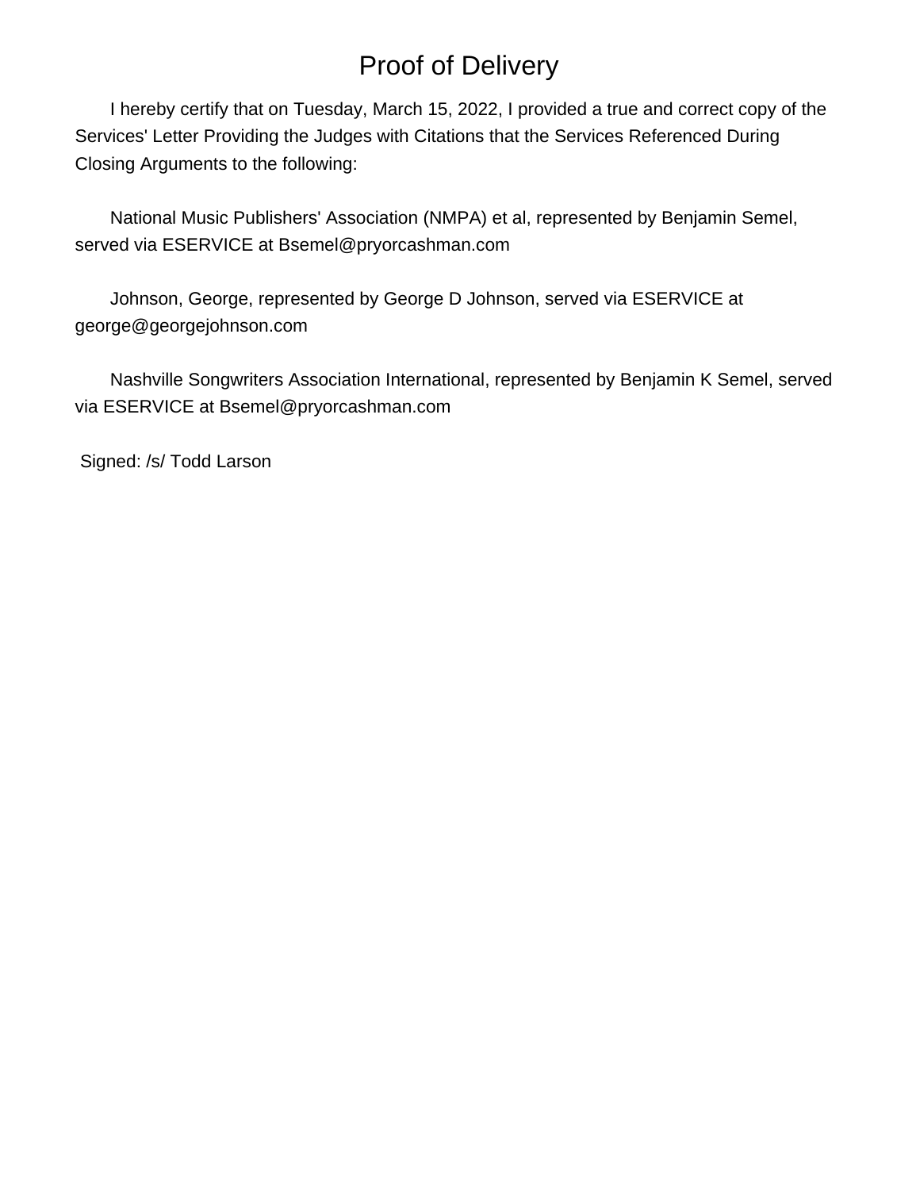# Proof of Delivery

I hereby certify that on Tuesday, March 15, 2022, I provided a true and correct copy of the Services' Letter Providing the Judges with Citations that the Services Referenced During Closing Arguments to the following:

National Music Publishers' Association (NMPA) et al, represented by Benjamin Semel, served via ESERVICE at Bsemel@pryorcashman.com

Johnson, George, represented by George D Johnson, served via ESERVICE at george@georgejohnson.com

Nashville Songwriters Association International, represented by Benjamin K Semel, served via ESERVICE at Bsemel@pryorcashman.com

Signed: /s/ Todd Larson